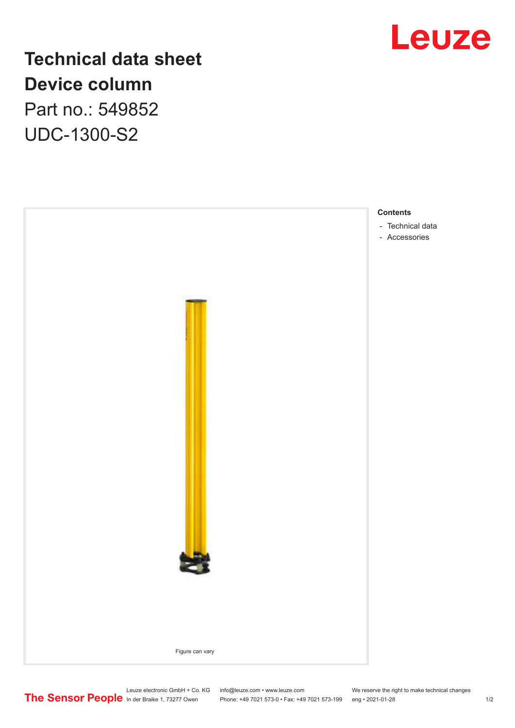# Technical data sheet

# Device column

Part no.: 549852

UDC-1300-S2

Leuze

Figure can vary

**Contents**

- Technical data
- Accessories

The Sensor People

Leuze electronic GmbH + Co. KG
In der Braike 1, 73277 Owen

info@leuze.com • www.leuze.com
Phone: +49 7021 573-0 • Fax: +49 7021 573-199

We reserve the right to make technical changes
eng • 2021-01-28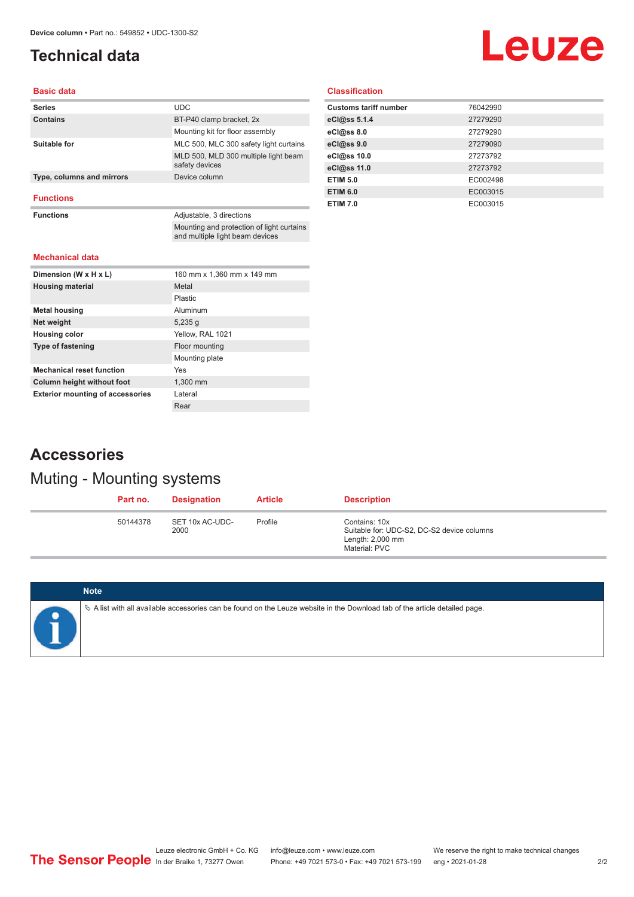## Technical data

### Basic data

| | |
|---|---|
| **Series** | UDC |
| **Contains** | BT-P40 clamp bracket, 2x |
| | Mounting kit for floor assembly |
| **Suitable for** | MLC 500, MLC 300 safety light curtains |
| | MLD 500, MLD 300 multiple light beam safety devices |
| **Type, columns and mirrors** | Device column |

### Functions

| | |
|---|---|
| **Functions** | Adjustable, 3 directions |
| | Mounting and protection of light curtains and multiple light beam devices |

### Mechanical data

| | |
|---|---|
| **Dimension (W x H x L)** | 160 mm x 1,360 mm x 149 mm |
| **Housing material** | Metal |
| | Plastic |
| **Metal housing** | Aluminum |
| **Net weight** | 5,235 g |
| **Housing color** | Yellow, RAL 1021 |
| **Type of fastening** | Floor mounting |
| | Mounting plate |
| **Mechanical reset function** | Yes |
| **Column height without foot** | 1,300 mm |
| **Exterior mounting of accessories** | Lateral |
| | Rear |

### Classification

| | |
|---|---|
| **Customs tariff number** | 76042990 |
| **eCl@ss 5.1.4** | 27279290 |
| **eCl@ss 8.0** | 27279290 |
| **eCl@ss 9.0** | 27279090 |
| **eCl@ss 10.0** | 27273792 |
| **eCl@ss 11.0** | 27273792 |
| **ETIM 5.0** | EC002498 |
| **ETIM 6.0** | EC003015 |
| **ETIM 7.0** | EC003015 |

# Accessories

## Muting - Mounting systems

| Part no. | Designation | Article | Description |
|---|---|---|---|
| 50144378 | SET 10x AC-UDC-2000 | Profile | Contains: 10x<br>Suitable for: UDC-S2, DC-S2 device columns<br>Length: 2,000 mm<br>Material: PVC |

**Note**

A list with all available accessories can be found on the Leuze website in the Download tab of the article detailed page.